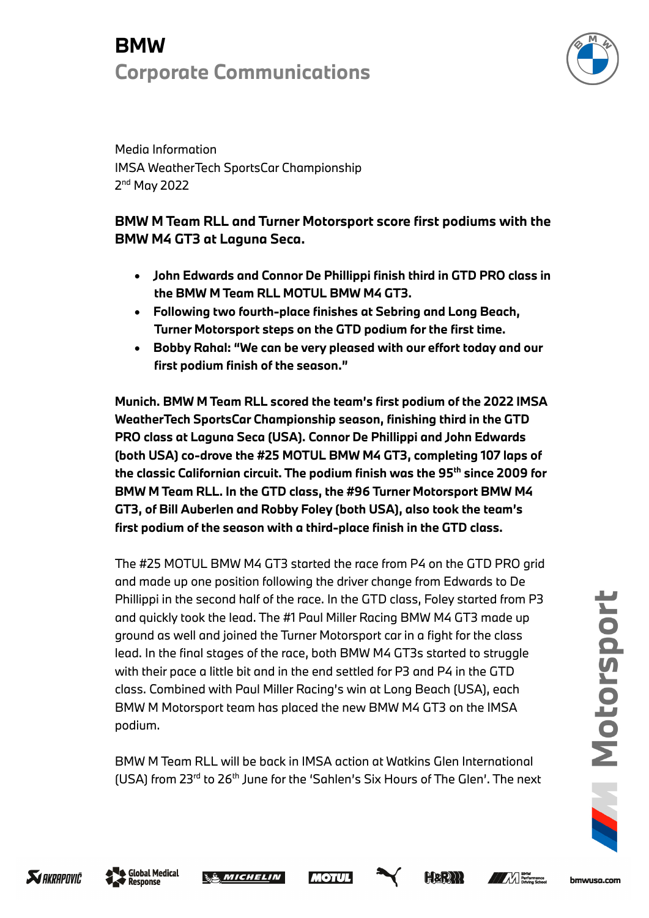# BMW
## Corporate Communications

Media Information
IMSA WeatherTech SportsCar Championship
2nd May 2022

**BMW M Team RLL and Turner Motorsport score first podiums with the BMW M4 GT3 at Laguna Seca.**

- **John Edwards and Connor De Phillippi finish third in GTD PRO class in the BMW M Team RLL MOTUL BMW M4 GT3.**
- **Following two fourth-place finishes at Sebring and Long Beach, Turner Motorsport steps on the GTD podium for the first time.**
- **Bobby Rahal: "We can be very pleased with our effort today and our first podium finish of the season."**

**Munich. BMW M Team RLL scored the team's first podium of the 2022 IMSA WeatherTech SportsCar Championship season, finishing third in the GTD PRO class at Laguna Seca (USA). Connor De Phillippi and John Edwards (both USA) co-drove the #25 MOTUL BMW M4 GT3, completing 107 laps of the classic Californian circuit. The podium finish was the 95th since 2009 for BMW M Team RLL. In the GTD class, the #96 Turner Motorsport BMW M4 GT3, of Bill Auberlen and Robby Foley (both USA), also took the team's first podium of the season with a third-place finish in the GTD class.**

The #25 MOTUL BMW M4 GT3 started the race from P4 on the GTD PRO grid and made up one position following the driver change from Edwards to De Phillippi in the second half of the race. In the GTD class, Foley started from P3 and quickly took the lead. The #1 Paul Miller Racing BMW M4 GT3 made up ground as well and joined the Turner Motorsport car in a fight for the class lead. In the final stages of the race, both BMW M4 GT3s started to struggle with their pace a little bit and in the end settled for P3 and P4 in the GTD class. Combined with Paul Miller Racing's win at Long Beach (USA), each BMW M Motorsport team has placed the new BMW M4 GT3 on the IMSA podium.

BMW M Team RLL will be back in IMSA action at Watkins Glen International (USA) from 23rd to 26th June for the 'Sahlen's Six Hours of The Glen'. The next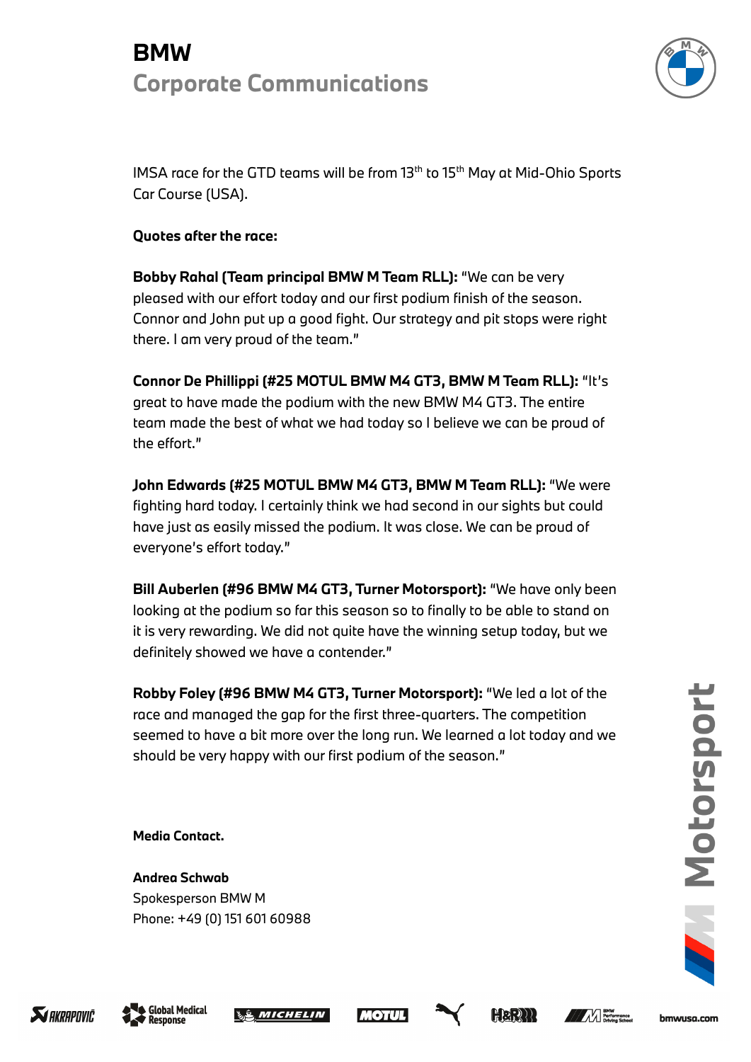IMSA race for the GTD teams will be from 13th to 15th May at Mid-Ohio Sports Car Course (USA).

**Quotes after the race:**

**Bobby Rahal (Team principal BMW M Team RLL):** "We can be very pleased with our effort today and our first podium finish of the season. Connor and John put up a good fight. Our strategy and pit stops were right there. I am very proud of the team."

**Connor De Phillippi (#25 MOTUL BMW M4 GT3, BMW M Team RLL):** "It's great to have made the podium with the new BMW M4 GT3. The entire team made the best of what we had today so I believe we can be proud of the effort."

**John Edwards (#25 MOTUL BMW M4 GT3, BMW M Team RLL):** "We were fighting hard today. I certainly think we had second in our sights but could have just as easily missed the podium. It was close. We can be proud of everyone's effort today."

**Bill Auberlen (#96 BMW M4 GT3, Turner Motorsport):** "We have only been looking at the podium so far this season so to finally to be able to stand on it is very rewarding. We did not quite have the winning setup today, but we definitely showed we have a contender."

**Robby Foley (#96 BMW M4 GT3, Turner Motorsport):** "We led a lot of the race and managed the gap for the first three-quarters. The competition seemed to have a bit more over the long run. We learned a lot today and we should be very happy with our first podium of the season."

**Media Contact.**

**Andrea Schwab**
Spokesperson BMW M
Phone: +49 (0) 151 601 60988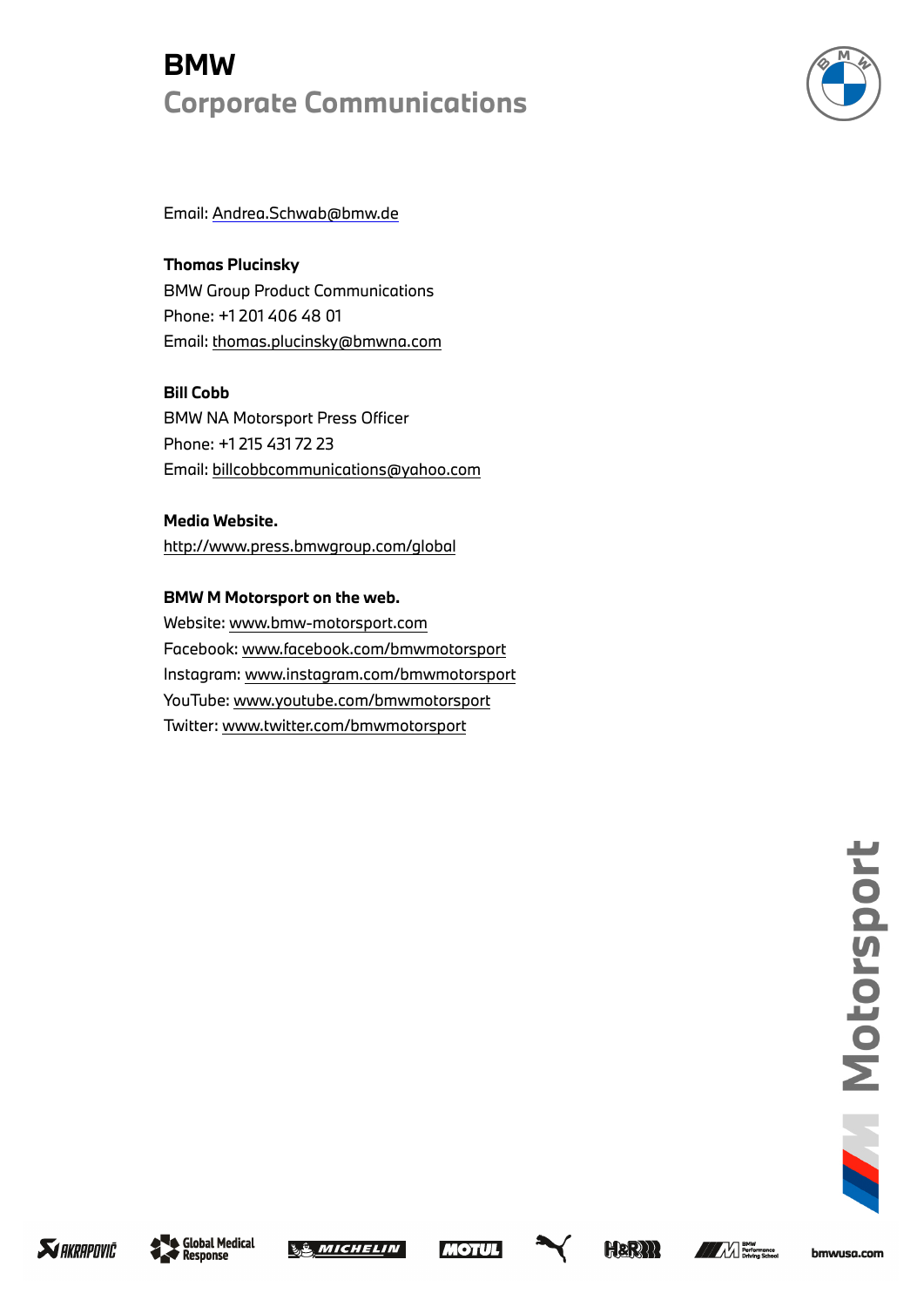Email: Andrea.Schwab@bmw.de

**Thomas Plucinsky**
BMW Group Product Communications
Phone: +1 201 406 48 01
Email: thomas.plucinsky@bmwna.com

**Bill Cobb**
BMW NA Motorsport Press Officer
Phone: +1 215 431 72 23
Email: billcobbcommunications@yahoo.com

**Media Website.**
http://www.press.bmwgroup.com/global

**BMW M Motorsport on the web.**
Website: www.bmw-motorsport.com
Facebook: www.facebook.com/bmwmotorsport
Instagram: www.instagram.com/bmwmotorsport
YouTube: www.youtube.com/bmwmotorsport
Twitter: www.twitter.com/bmwmotorsport